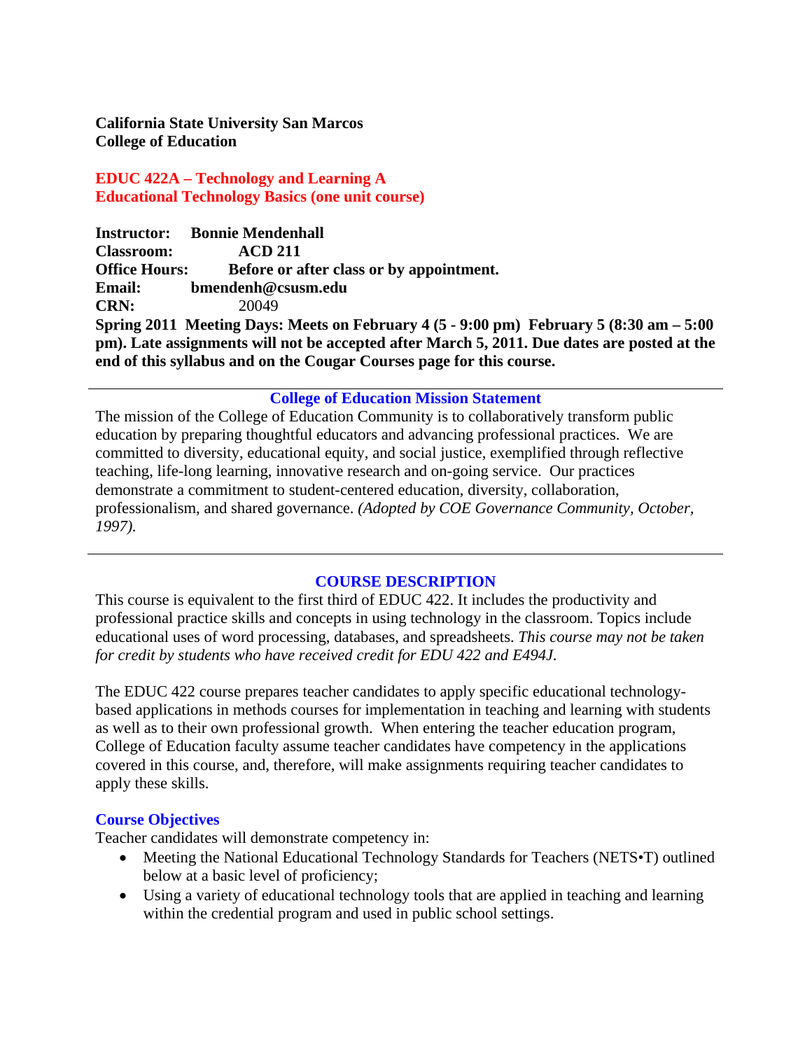**California State University San Marcos**
**College of Education**

## EDUC 422A – Technology and Learning A
## Educational Technology Basics (one unit course)

**Instructor:** **Bonnie Mendenhall**
**Classroom:** **ACD 211**
**Office Hours:** **Before or after class or by appointment.**
**Email:** **bmendenh@csusm.edu**
**CRN:** 20049
**Spring 2011 Meeting Days: Meets on February 4 (5 - 9:00 pm) February 5 (8:30 am – 5:00 pm). Late assignments will not be accepted after March 5, 2011. Due dates are posted at the end of this syllabus and on the Cougar Courses page for this course.**

---

### College of Education Mission Statement

The mission of the College of Education Community is to collaboratively transform public education by preparing thoughtful educators and advancing professional practices. We are committed to diversity, educational equity, and social justice, exemplified through reflective teaching, life-long learning, innovative research and on-going service. Our practices demonstrate a commitment to student-centered education, diversity, collaboration, professionalism, and shared governance. *(Adopted by COE Governance Community, October, 1997).*

---

### COURSE DESCRIPTION

This course is equivalent to the first third of EDUC 422. It includes the productivity and professional practice skills and concepts in using technology in the classroom. Topics include educational uses of word processing, databases, and spreadsheets. *This course may not be taken for credit by students who have received credit for EDU 422 and E494J.*

The EDUC 422 course prepares teacher candidates to apply specific educational technology-based applications in methods courses for implementation in teaching and learning with students as well as to their own professional growth. When entering the teacher education program, College of Education faculty assume teacher candidates have competency in the applications covered in this course, and, therefore, will make assignments requiring teacher candidates to apply these skills.

### Course Objectives

Teacher candidates will demonstrate competency in:

- Meeting the National Educational Technology Standards for Teachers (NETS•T) outlined below at a basic level of proficiency;
- Using a variety of educational technology tools that are applied in teaching and learning within the credential program and used in public school settings.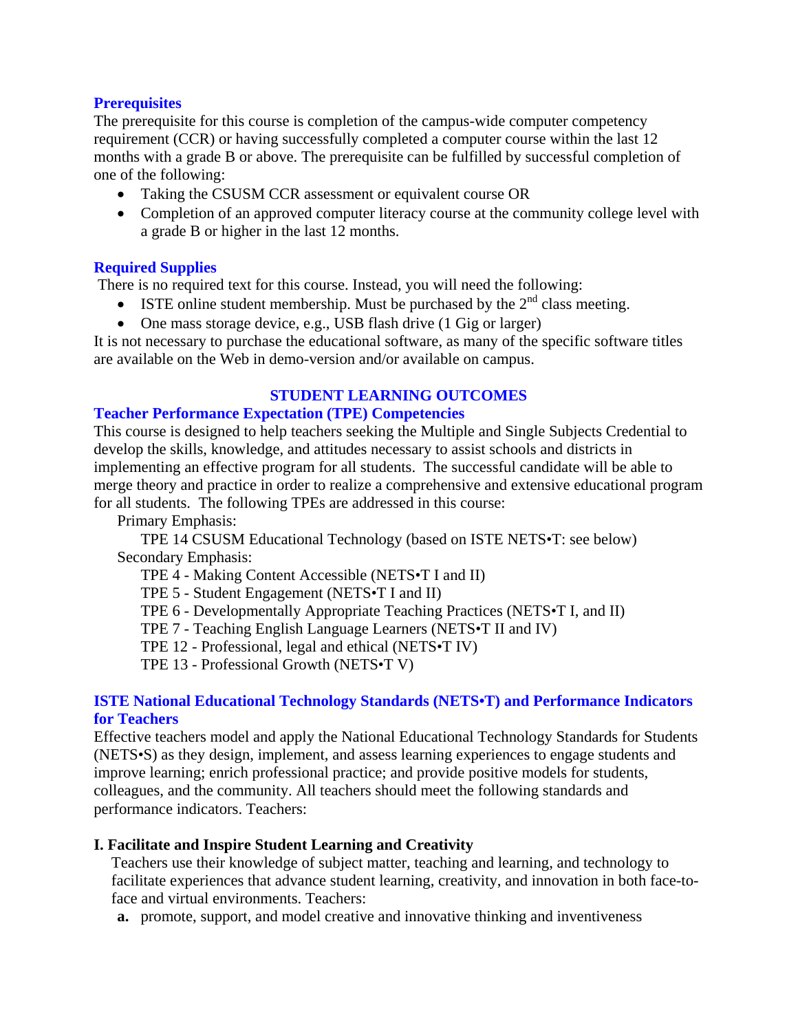### Prerequisites

The prerequisite for this course is completion of the campus-wide computer competency requirement (CCR) or having successfully completed a computer course within the last 12 months with a grade B or above. The prerequisite can be fulfilled by successful completion of one of the following:

- Taking the CSUSM CCR assessment or equivalent course OR
- Completion of an approved computer literacy course at the community college level with a grade B or higher in the last 12 months.

### Required Supplies

There is no required text for this course. Instead, you will need the following:

- ISTE online student membership. Must be purchased by the 2nd class meeting.
- One mass storage device, e.g., USB flash drive (1 Gig or larger)

It is not necessary to purchase the educational software, as many of the specific software titles are available on the Web in demo-version and/or available on campus.

## STUDENT LEARNING OUTCOMES

### Teacher Performance Expectation (TPE) Competencies

This course is designed to help teachers seeking the Multiple and Single Subjects Credential to develop the skills, knowledge, and attitudes necessary to assist schools and districts in implementing an effective program for all students. The successful candidate will be able to merge theory and practice in order to realize a comprehensive and extensive educational program for all students. The following TPEs are addressed in this course:

Primary Emphasis:

TPE 14 CSUSM Educational Technology (based on ISTE NETS•T: see below)

Secondary Emphasis:

TPE 4 - Making Content Accessible (NETS•T I and II)
TPE 5 - Student Engagement (NETS•T I and II)
TPE 6 - Developmentally Appropriate Teaching Practices (NETS•T I, and II)
TPE 7 - Teaching English Language Learners (NETS•T II and IV)
TPE 12 - Professional, legal and ethical (NETS•T IV)
TPE 13 - Professional Growth (NETS•T V)

### ISTE National Educational Technology Standards (NETS•T) and Performance Indicators for Teachers

Effective teachers model and apply the National Educational Technology Standards for Students (NETS•S) as they design, implement, and assess learning experiences to engage students and improve learning; enrich professional practice; and provide positive models for students, colleagues, and the community. All teachers should meet the following standards and performance indicators. Teachers:

**I. Facilitate and Inspire Student Learning and Creativity**

Teachers use their knowledge of subject matter, teaching and learning, and technology to facilitate experiences that advance student learning, creativity, and innovation in both face-to-face and virtual environments. Teachers:

**a.** promote, support, and model creative and innovative thinking and inventiveness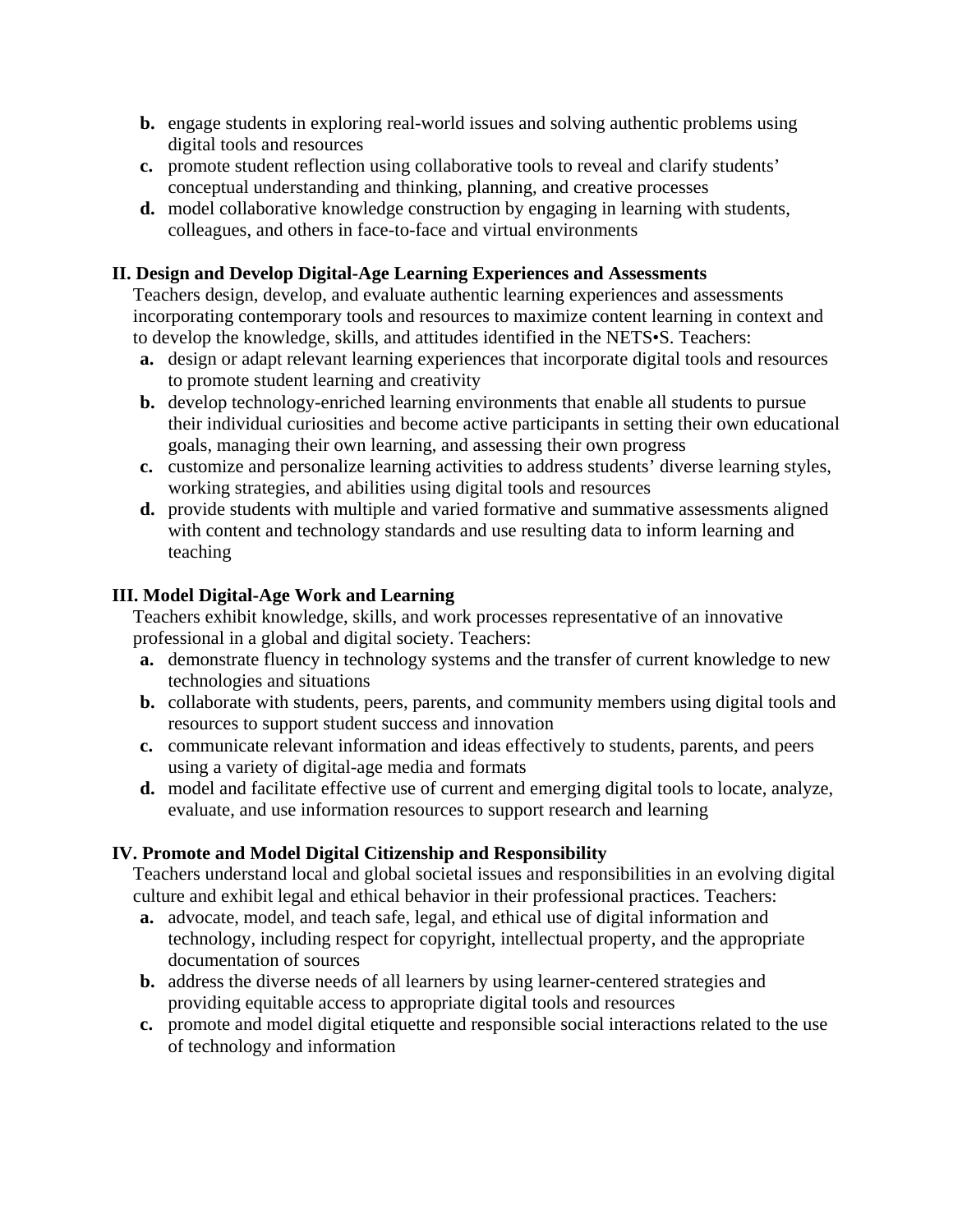**b.** engage students in exploring real-world issues and solving authentic problems using digital tools and resources

**c.** promote student reflection using collaborative tools to reveal and clarify students' conceptual understanding and thinking, planning, and creative processes

**d.** model collaborative knowledge construction by engaging in learning with students, colleagues, and others in face-to-face and virtual environments

**II. Design and Develop Digital-Age Learning Experiences and Assessments**

Teachers design, develop, and evaluate authentic learning experiences and assessments incorporating contemporary tools and resources to maximize content learning in context and to develop the knowledge, skills, and attitudes identified in the NETS•S. Teachers:

**a.** design or adapt relevant learning experiences that incorporate digital tools and resources to promote student learning and creativity

**b.** develop technology-enriched learning environments that enable all students to pursue their individual curiosities and become active participants in setting their own educational goals, managing their own learning, and assessing their own progress

**c.** customize and personalize learning activities to address students' diverse learning styles, working strategies, and abilities using digital tools and resources

**d.** provide students with multiple and varied formative and summative assessments aligned with content and technology standards and use resulting data to inform learning and teaching

**III. Model Digital-Age Work and Learning**

Teachers exhibit knowledge, skills, and work processes representative of an innovative professional in a global and digital society. Teachers:

**a.** demonstrate fluency in technology systems and the transfer of current knowledge to new technologies and situations

**b.** collaborate with students, peers, parents, and community members using digital tools and resources to support student success and innovation

**c.** communicate relevant information and ideas effectively to students, parents, and peers using a variety of digital-age media and formats

**d.** model and facilitate effective use of current and emerging digital tools to locate, analyze, evaluate, and use information resources to support research and learning

**IV. Promote and Model Digital Citizenship and Responsibility**

Teachers understand local and global societal issues and responsibilities in an evolving digital culture and exhibit legal and ethical behavior in their professional practices. Teachers:

**a.** advocate, model, and teach safe, legal, and ethical use of digital information and technology, including respect for copyright, intellectual property, and the appropriate documentation of sources

**b.** address the diverse needs of all learners by using learner-centered strategies and providing equitable access to appropriate digital tools and resources

**c.** promote and model digital etiquette and responsible social interactions related to the use of technology and information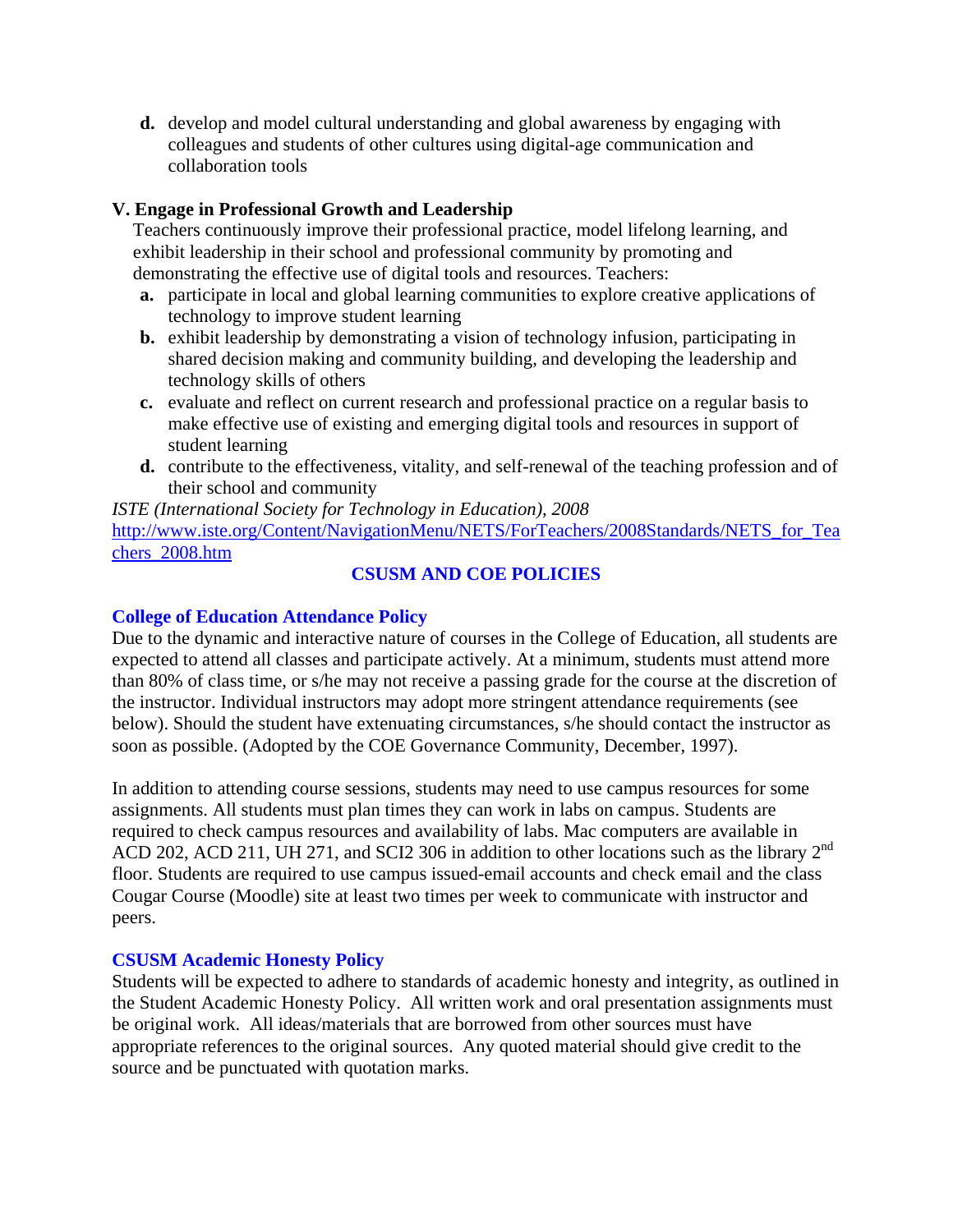**d.** develop and model cultural understanding and global awareness by engaging with colleagues and students of other cultures using digital-age communication and collaboration tools

**V. Engage in Professional Growth and Leadership**

Teachers continuously improve their professional practice, model lifelong learning, and exhibit leadership in their school and professional community by promoting and demonstrating the effective use of digital tools and resources. Teachers:

**a.** participate in local and global learning communities to explore creative applications of technology to improve student learning

**b.** exhibit leadership by demonstrating a vision of technology infusion, participating in shared decision making and community building, and developing the leadership and technology skills of others

**c.** evaluate and reflect on current research and professional practice on a regular basis to make effective use of existing and emerging digital tools and resources in support of student learning

**d.** contribute to the effectiveness, vitality, and self-renewal of the teaching profession and of their school and community

*ISTE (International Society for Technology in Education), 2008*
http://www.iste.org/Content/NavigationMenu/NETS/ForTeachers/2008Standards/NETS_for_Teachers_2008.htm

## CSUSM AND COE POLICIES

### College of Education Attendance Policy

Due to the dynamic and interactive nature of courses in the College of Education, all students are expected to attend all classes and participate actively. At a minimum, students must attend more than 80% of class time, or s/he may not receive a passing grade for the course at the discretion of the instructor. Individual instructors may adopt more stringent attendance requirements (see below). Should the student have extenuating circumstances, s/he should contact the instructor as soon as possible. (Adopted by the COE Governance Community, December, 1997).

In addition to attending course sessions, students may need to use campus resources for some assignments. All students must plan times they can work in labs on campus. Students are required to check campus resources and availability of labs. Mac computers are available in ACD 202, ACD 211, UH 271, and SCI2 306 in addition to other locations such as the library 2nd floor. Students are required to use campus issued-email accounts and check email and the class Cougar Course (Moodle) site at least two times per week to communicate with instructor and peers.

### CSUSM Academic Honesty Policy

Students will be expected to adhere to standards of academic honesty and integrity, as outlined in the Student Academic Honesty Policy. All written work and oral presentation assignments must be original work. All ideas/materials that are borrowed from other sources must have appropriate references to the original sources. Any quoted material should give credit to the source and be punctuated with quotation marks.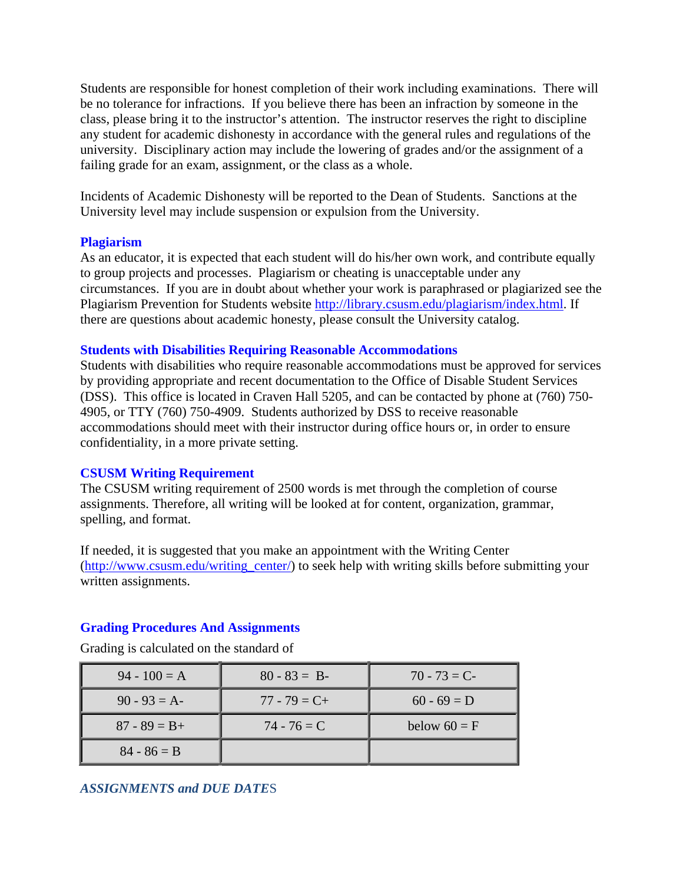Students are responsible for honest completion of their work including examinations. There will be no tolerance for infractions. If you believe there has been an infraction by someone in the class, please bring it to the instructor's attention. The instructor reserves the right to discipline any student for academic dishonesty in accordance with the general rules and regulations of the university. Disciplinary action may include the lowering of grades and/or the assignment of a failing grade for an exam, assignment, or the class as a whole.

Incidents of Academic Dishonesty will be reported to the Dean of Students. Sanctions at the University level may include suspension or expulsion from the University.

### Plagiarism

As an educator, it is expected that each student will do his/her own work, and contribute equally to group projects and processes. Plagiarism or cheating is unacceptable under any circumstances. If you are in doubt about whether your work is paraphrased or plagiarized see the Plagiarism Prevention for Students website http://library.csusm.edu/plagiarism/index.html. If there are questions about academic honesty, please consult the University catalog.

### Students with Disabilities Requiring Reasonable Accommodations

Students with disabilities who require reasonable accommodations must be approved for services by providing appropriate and recent documentation to the Office of Disable Student Services (DSS). This office is located in Craven Hall 5205, and can be contacted by phone at (760) 750-4905, or TTY (760) 750-4909. Students authorized by DSS to receive reasonable accommodations should meet with their instructor during office hours or, in order to ensure confidentiality, in a more private setting.

### CSUSM Writing Requirement

The CSUSM writing requirement of 2500 words is met through the completion of course assignments. Therefore, all writing will be looked at for content, organization, grammar, spelling, and format.

If needed, it is suggested that you make an appointment with the Writing Center (http://www.csusm.edu/writing_center/) to seek help with writing skills before submitting your written assignments.

### Grading Procedures And Assignments

Grading is calculated on the standard of

| | | |
|---|---|---|
| 94 - 100 = A | 80 - 83 = B- | 70 - 73 = C- |
| 90 - 93 = A- | 77 - 79 = C+ | 60 - 69 = D |
| 87 - 89 = B+ | 74 - 76 = C | below 60 = F |
| 84 - 86 = B | | |

### *ASSIGNMENTS and DUE DATES*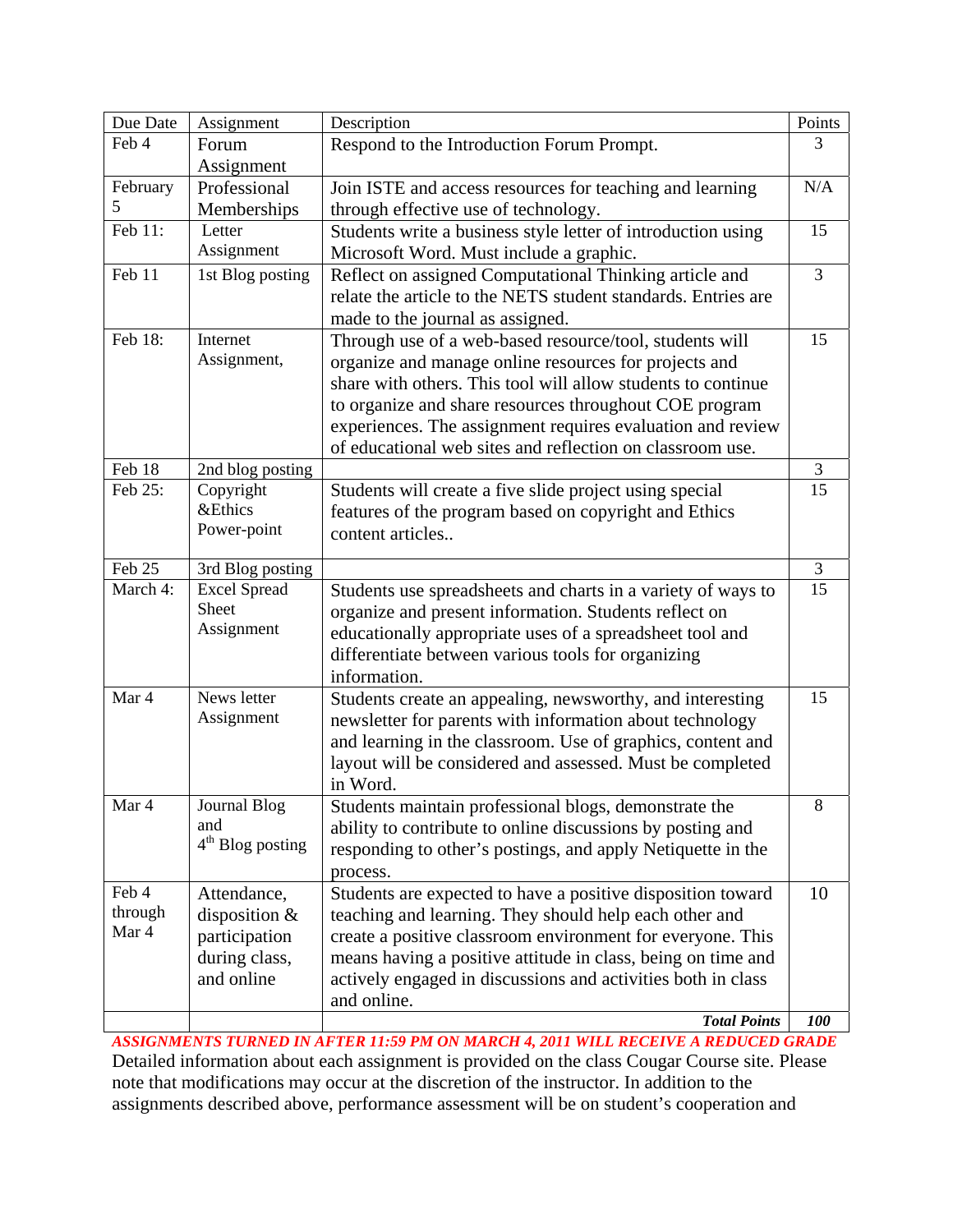| Due Date | Assignment | Description | Points |
| --- | --- | --- | --- |
| Feb 4 | Forum Assignment | Respond to the Introduction Forum Prompt. | 3 |
| February 5 | Professional Memberships | Join ISTE and access resources for teaching and learning through effective use of technology. | N/A |
| Feb 11: | Letter Assignment | Students write a business style letter of introduction using Microsoft Word. Must include a graphic. | 15 |
| Feb 11 | 1st Blog posting | Reflect on assigned Computational Thinking article and relate the article to the NETS student standards. Entries are made to the journal as assigned. | 3 |
| Feb 18: | Internet Assignment, | Through use of a web-based resource/tool, students will organize and manage online resources for projects and share with others. This tool will allow students to continue to organize and share resources throughout COE program experiences. The assignment requires evaluation and review of educational web sites and reflection on classroom use. | 15 |
| Feb 18 | 2nd blog posting | | 3 |
| Feb 25: | Copyright &Ethics Power-point | Students will create a five slide project using special features of the program based on copyright and Ethics content articles.. | 15 |
| Feb 25 | 3rd Blog posting | | 3 |
| March 4: | Excel Spread Sheet Assignment | Students use spreadsheets and charts in a variety of ways to organize and present information. Students reflect on educationally appropriate uses of a spreadsheet tool and differentiate between various tools for organizing information. | 15 |
| Mar 4 | News letter Assignment | Students create an appealing, newsworthy, and interesting newsletter for parents with information about technology and learning in the classroom. Use of graphics, content and layout will be considered and assessed. Must be completed in Word. | 15 |
| Mar 4 | Journal Blog and 4th Blog posting | Students maintain professional blogs, demonstrate the ability to contribute to online discussions by posting and responding to other's postings, and apply Netiquette in the process. | 8 |
| Feb 4 through Mar 4 | Attendance, disposition & participation during class, and online | Students are expected to have a positive disposition toward teaching and learning. They should help each other and create a positive classroom environment for everyone. This means having a positive attitude in class, being on time and actively engaged in discussions and activities both in class and online. | 10 |
| | | ***Total Points*** | ***100*** |

***ASSIGNMENTS TURNED IN AFTER 11:59 PM ON MARCH 4, 2011 WILL RECEIVE A REDUCED GRADE***

Detailed information about each assignment is provided on the class Cougar Course site. Please note that modifications may occur at the discretion of the instructor. In addition to the assignments described above, performance assessment will be on student's cooperation and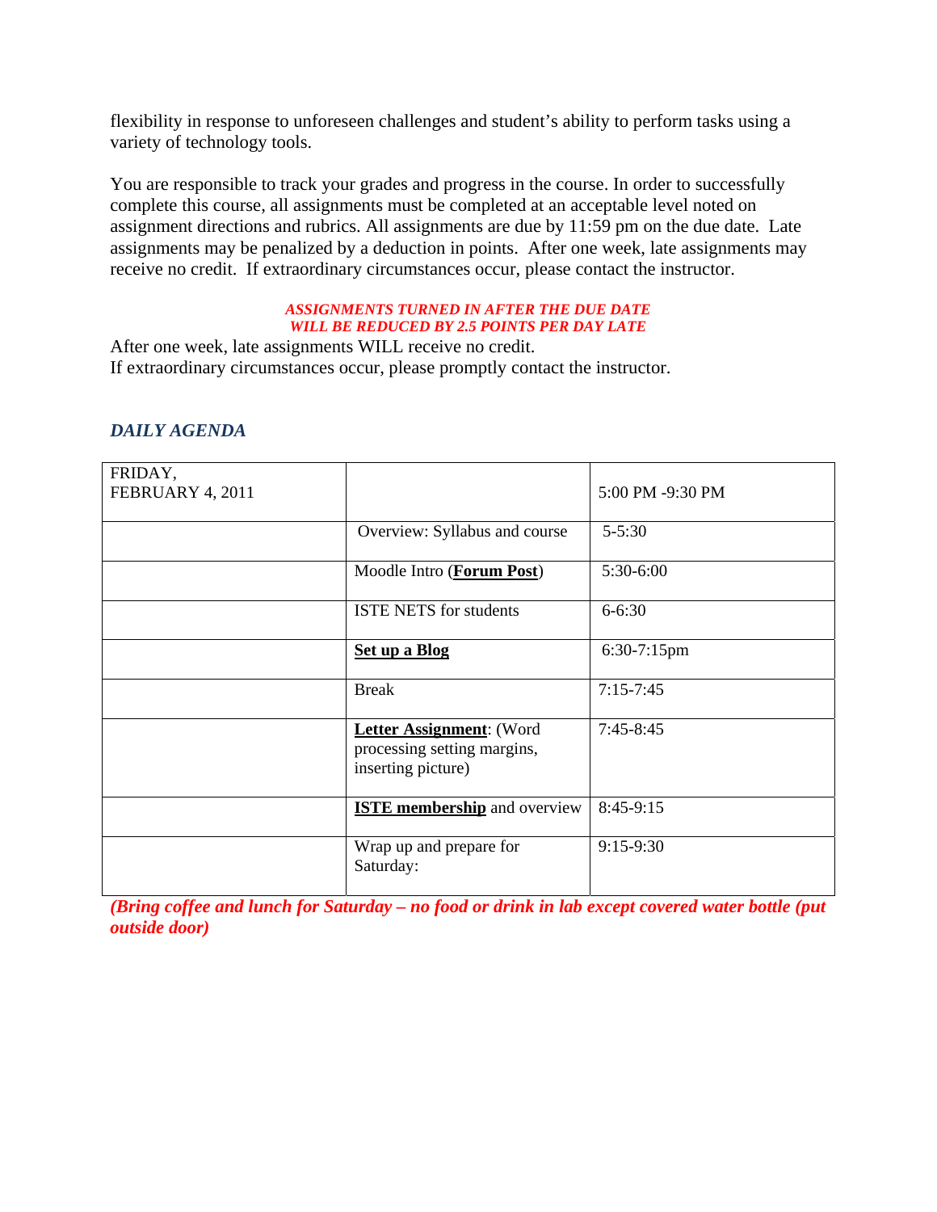flexibility in response to unforeseen challenges and student's ability to perform tasks using a variety of technology tools.

You are responsible to track your grades and progress in the course. In order to successfully complete this course, all assignments must be completed at an acceptable level noted on assignment directions and rubrics. All assignments are due by 11:59 pm on the due date. Late assignments may be penalized by a deduction in points. After one week, late assignments may receive no credit. If extraordinary circumstances occur, please contact the instructor.

***ASSIGNMENTS TURNED IN AFTER THE DUE DATE WILL BE REDUCED BY 2.5 POINTS PER DAY LATE***

After one week, late assignments WILL receive no credit.
If extraordinary circumstances occur, please promptly contact the instructor.

### *DAILY AGENDA*

| FRIDAY, FEBRUARY 4, 2011 | | 5:00 PM -9:30 PM |
|---|---|---|
| | Overview: Syllabus and course | 5-5:30 |
| | Moodle Intro (**Forum Post**) | 5:30-6:00 |
| | ISTE NETS for students | 6-6:30 |
| | **Set up a Blog** | 6:30-7:15pm |
| | Break | 7:15-7:45 |
| | **Letter Assignment**: (Word processing setting margins, inserting picture) | 7:45-8:45 |
| | **ISTE membership** and overview | 8:45-9:15 |
| | Wrap up and prepare for Saturday: | 9:15-9:30 |

***(Bring coffee and lunch for Saturday – no food or drink in lab except covered water bottle (put outside door)***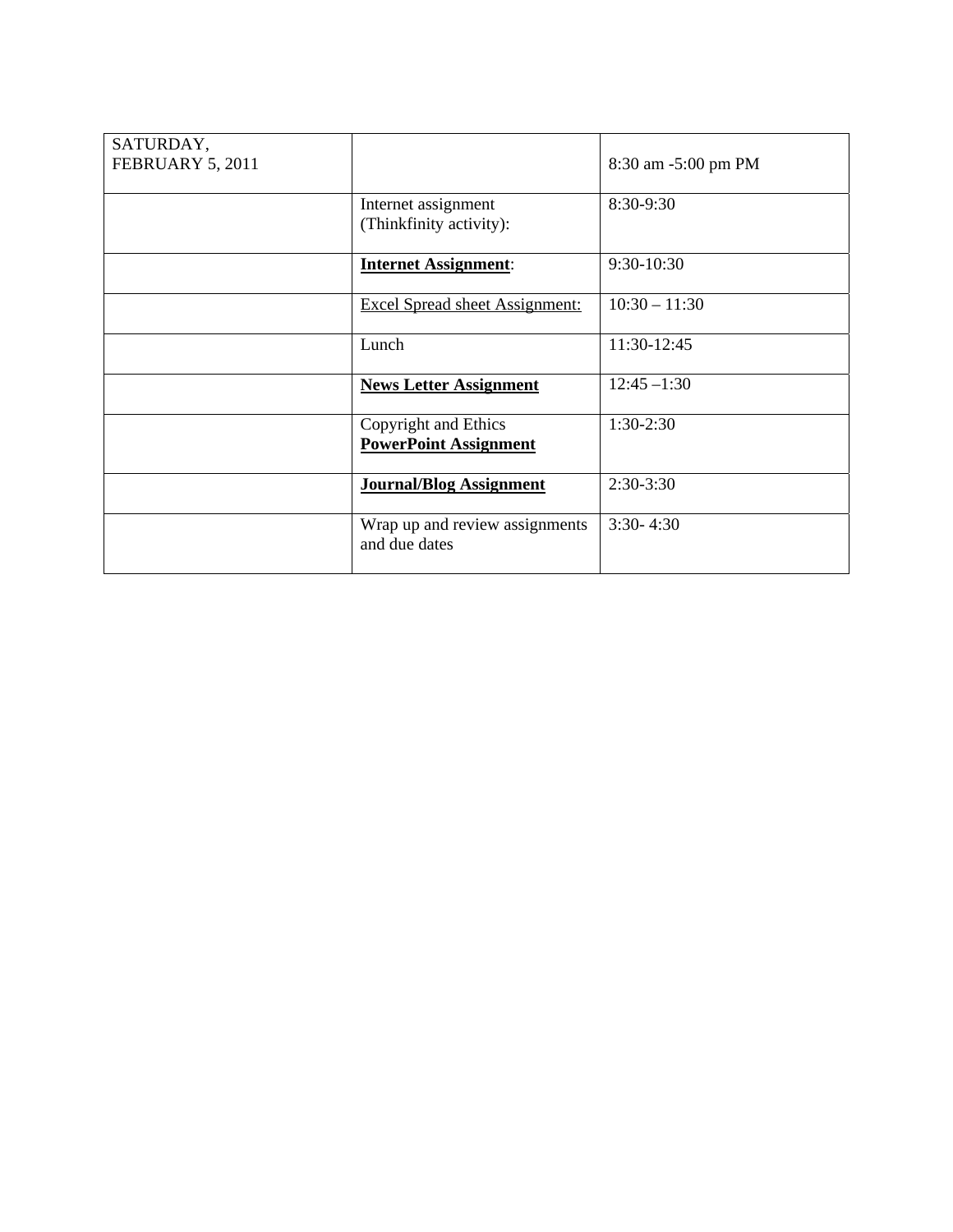| | | |
|---|---|---|
| SATURDAY, FEBRUARY 5, 2011 | | 8:30 am -5:00 pm PM |
| | Internet assignment (Thinkfinity activity): | 8:30-9:30 |
| | **Internet Assignment**: | 9:30-10:30 |
| | Excel Spread sheet Assignment: | 10:30 – 11:30 |
| | Lunch | 11:30-12:45 |
| | **News Letter Assignment** | 12:45 –1:30 |
| | Copyright and Ethics **PowerPoint Assignment** | 1:30-2:30 |
| | **Journal/Blog Assignment** | 2:30-3:30 |
| | Wrap up and review assignments and due dates | 3:30- 4:30 |